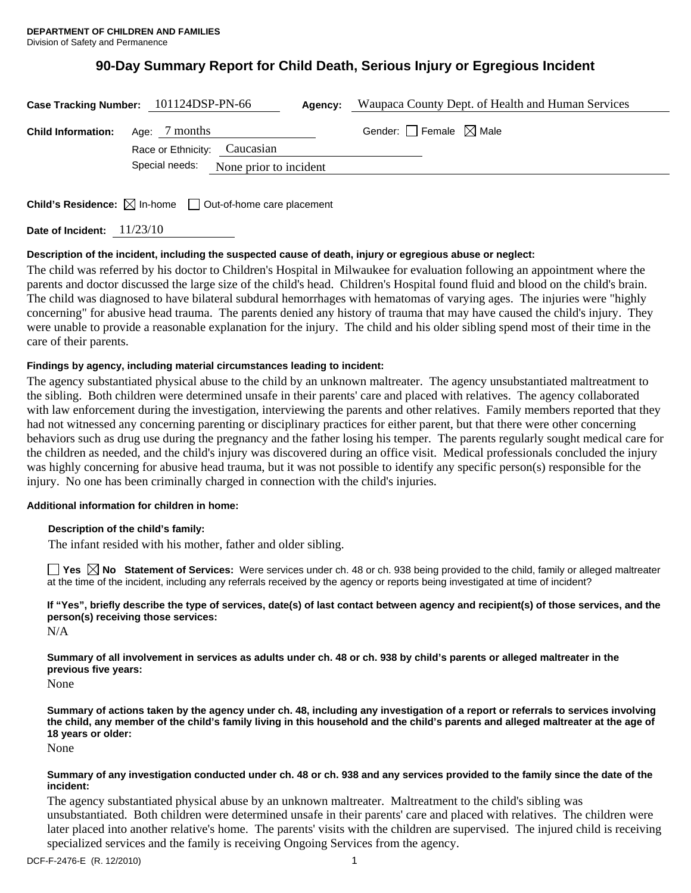**DEPARTMENT OF CHILDREN AND FAMILIES**
Division of Safety and Permanence

# 90-Day Summary Report for Child Death, Serious Injury or Egregious Incident

**Case Tracking Number:** 101124DSP-PN-66 **Agency:** Waupaca County Dept. of Health and Human Services

**Child Information:** Age: 7 months Gender: ☐ Female ☒ Male

Race or Ethnicity: Caucasian

Special needs: None prior to incident

**Child's Residence:** ☒ In-home ☐ Out-of-home care placement

**Date of Incident:** 11/23/10

**Description of the incident, including the suspected cause of death, injury or egregious abuse or neglect:**

The child was referred by his doctor to Children's Hospital in Milwaukee for evaluation following an appointment where the parents and doctor discussed the large size of the child's head. Children's Hospital found fluid and blood on the child's brain. The child was diagnosed to have bilateral subdural hemorrhages with hematomas of varying ages. The injuries were "highly concerning" for abusive head trauma. The parents denied any history of trauma that may have caused the child's injury. They were unable to provide a reasonable explanation for the injury. The child and his older sibling spend most of their time in the care of their parents.

**Findings by agency, including material circumstances leading to incident:**

The agency substantiated physical abuse to the child by an unknown maltreater. The agency unsubstantiated maltreatment to the sibling. Both children were determined unsafe in their parents' care and placed with relatives. The agency collaborated with law enforcement during the investigation, interviewing the parents and other relatives. Family members reported that they had not witnessed any concerning parenting or disciplinary practices for either parent, but that there were other concerning behaviors such as drug use during the pregnancy and the father losing his temper. The parents regularly sought medical care for the children as needed, and the child's injury was discovered during an office visit. Medical professionals concluded the injury was highly concerning for abusive head trauma, but it was not possible to identify any specific person(s) responsible for the injury. No one has been criminally charged in connection with the child's injuries.

**Additional information for children in home:**

**Description of the child's family:**

The infant resided with his mother, father and older sibling.

☐ **Yes** ☒ **No** **Statement of Services:** Were services under ch. 48 or ch. 938 being provided to the child, family or alleged maltreater at the time of the incident, including any referrals received by the agency or reports being investigated at time of incident?

**If "Yes", briefly describe the type of services, date(s) of last contact between agency and recipient(s) of those services, and the person(s) receiving those services:**

N/A

**Summary of all involvement in services as adults under ch. 48 or ch. 938 by child's parents or alleged maltreater in the previous five years:**

None

**Summary of actions taken by the agency under ch. 48, including any investigation of a report or referrals to services involving the child, any member of the child's family living in this household and the child's parents and alleged maltreater at the age of 18 years or older:**

None

**Summary of any investigation conducted under ch. 48 or ch. 938 and any services provided to the family since the date of the incident:**

The agency substantiated physical abuse by an unknown maltreater. Maltreatment to the child's sibling was unsubstantiated. Both children were determined unsafe in their parents' care and placed with relatives. The children were later placed into another relative's home. The parents' visits with the children are supervised. The injured child is receiving specialized services and the family is receiving Ongoing Services from the agency.

DCF-F-2476-E (R. 12/2010)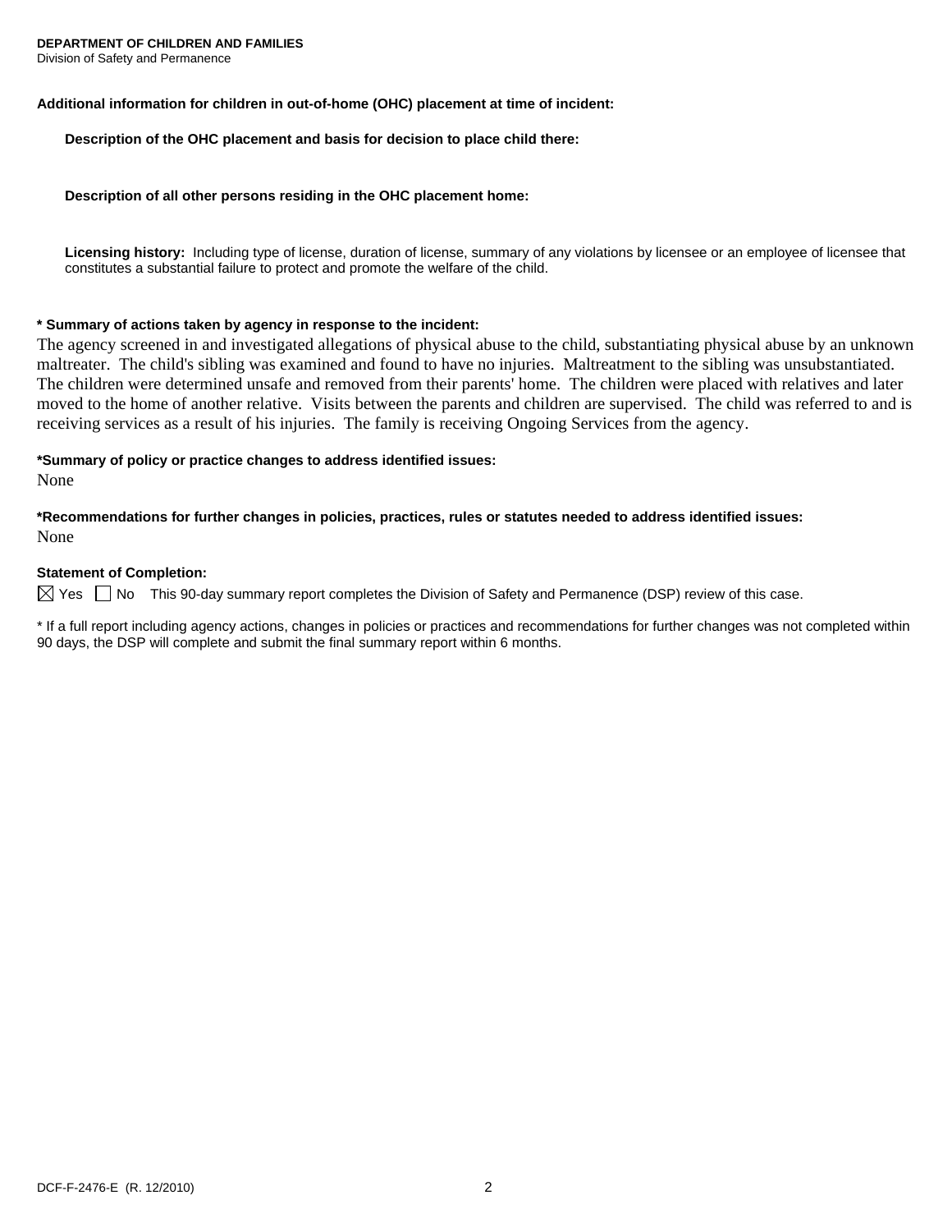**DEPARTMENT OF CHILDREN AND FAMILIES**
Division of Safety and Permanence

**Additional information for children in out-of-home (OHC) placement at time of incident:**

**Description of the OHC placement and basis for decision to place child there:**

**Description of all other persons residing in the OHC placement home:**

**Licensing history:** Including type of license, duration of license, summary of any violations by licensee or an employee of licensee that constitutes a substantial failure to protect and promote the welfare of the child.

**\* Summary of actions taken by agency in response to the incident:**

The agency screened in and investigated allegations of physical abuse to the child, substantiating physical abuse by an unknown maltreater. The child's sibling was examined and found to have no injuries. Maltreatment to the sibling was unsubstantiated. The children were determined unsafe and removed from their parents' home. The children were placed with relatives and later moved to the home of another relative. Visits between the parents and children are supervised. The child was referred to and is receiving services as a result of his injuries. The family is receiving Ongoing Services from the agency.

**\*Summary of policy or practice changes to address identified issues:**

None

**\*Recommendations for further changes in policies, practices, rules or statutes needed to address identified issues:**

None

**Statement of Completion:**

☒ Yes ☐ No This 90-day summary report completes the Division of Safety and Permanence (DSP) review of this case.

\* If a full report including agency actions, changes in policies or practices and recommendations for further changes was not completed within 90 days, the DSP will complete and submit the final summary report within 6 months.

DCF-F-2476-E (R. 12/2010)